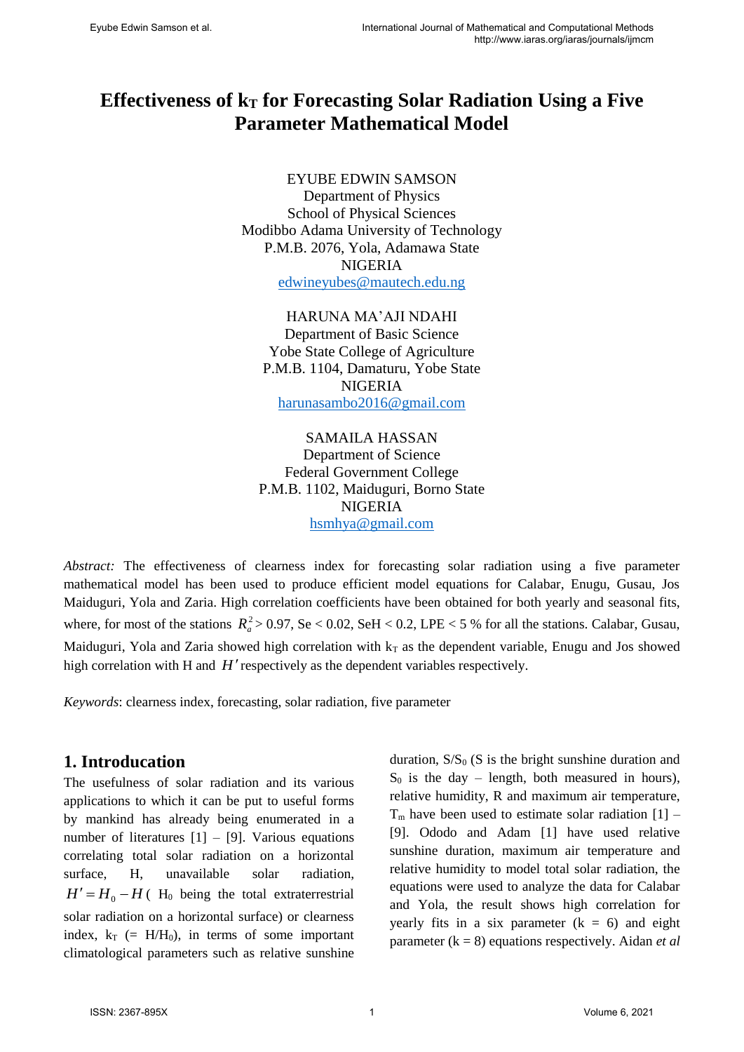# Effectiveness of $k_T$ for Forecasting Solar Radiation Using a Five Parameter Mathematical Model

EYUBE EDWIN SAMSON
Department of Physics
School of Physical Sciences
Modibbo Adama University of Technology
P.M.B. 2076, Yola, Adamawa State
NIGERIA
edwineyubes@mautech.edu.ng

HARUNA MA'AJI NDAHI
Department of Basic Science
Yobe State College of Agriculture
P.M.B. 1104, Damaturu, Yobe State
NIGERIA
harunasambo2016@gmail.com

SAMAILA HASSAN
Department of Science
Federal Government College
P.M.B. 1102, Maiduguri, Borno State
NIGERIA
hsmhya@gmail.com

*Abstract:* The effectiveness of clearness index for forecasting solar radiation using a five parameter mathematical model has been used to produce efficient model equations for Calabar, Enugu, Gusau, Jos Maiduguri, Yola and Zaria. High correlation coefficients have been obtained for both yearly and seasonal fits, where, for most of the stations $R_a^2 > 0.97$, Se < 0.02, SeH < 0.2, LPE < 5 % for all the stations. Calabar, Gusau, Maiduguri, Yola and Zaria showed high correlation with $k_T$ as the dependent variable, Enugu and Jos showed high correlation with H and $H'$ respectively as the dependent variables respectively.

*Keywords*: clearness index, forecasting, solar radiation, five parameter

## 1. Introducation

The usefulness of solar radiation and its various applications to which it can be put to useful forms by mankind has already being enumerated in a number of literatures [1] – [9]. Various equations correlating total solar radiation on a horizontal surface, H, unavailable solar radiation, $H' = H_0 - H$ ( $H_0$ being the total extraterrestrial solar radiation on a horizontal surface) or clearness index, $k_T$ (= $H/H_0$), in terms of some important climatological parameters such as relative sunshine duration, $S/S_0$ (S is the bright sunshine duration and $S_0$ is the day – length, both measured in hours), relative humidity, R and maximum air temperature, $T_m$ have been used to estimate solar radiation [1] – [9]. Ododo and Adam [1] have used relative sunshine duration, maximum air temperature and relative humidity to model total solar radiation, the equations were used to analyze the data for Calabar and Yola, the result shows high correlation for yearly fits in a six parameter (k = 6) and eight parameter (k = 8) equations respectively. Aidan *et al*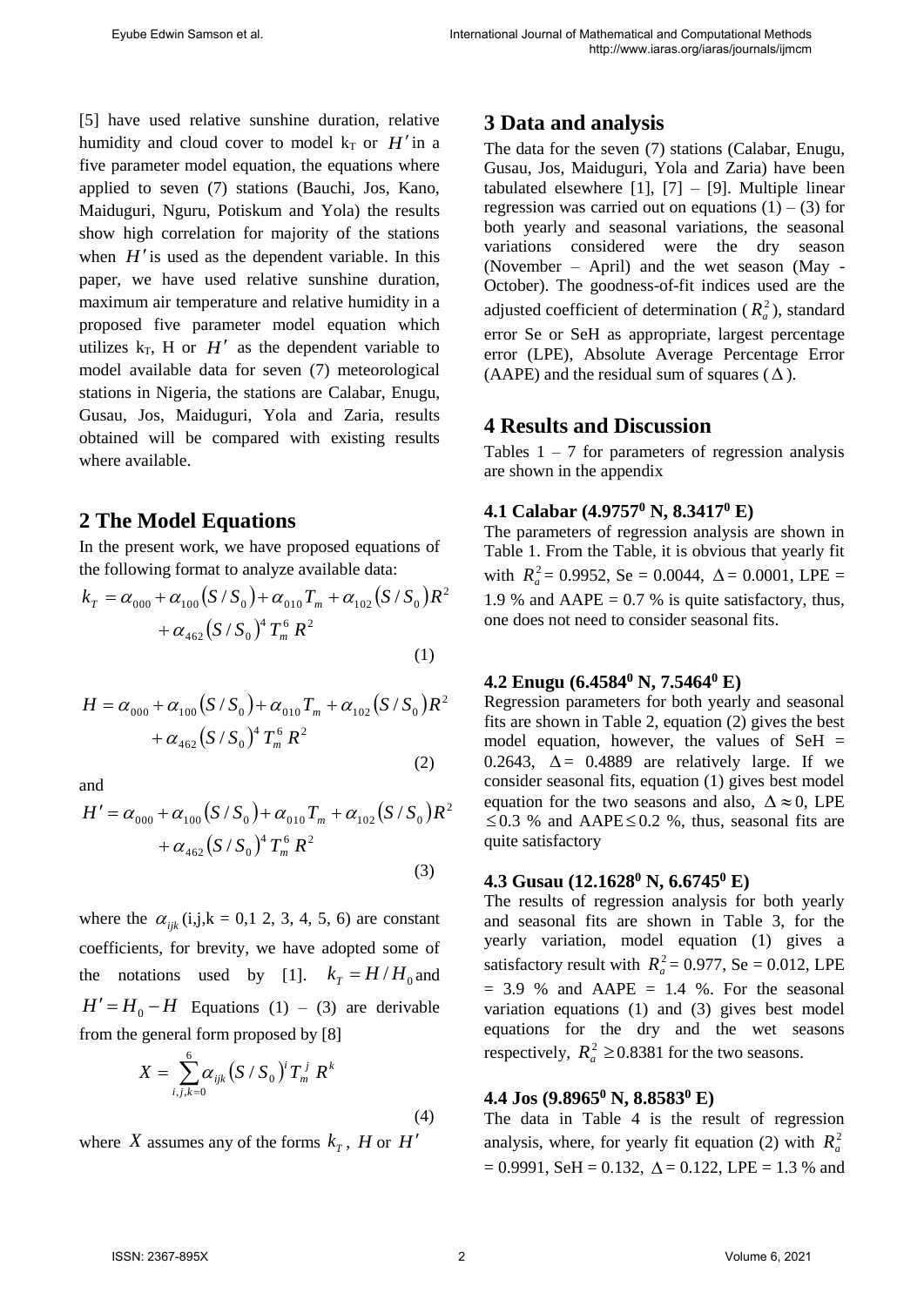[5] have used relative sunshine duration, relative humidity and cloud cover to model $k_T$ or $H'$ in a five parameter model equation, the equations where applied to seven (7) stations (Bauchi, Jos, Kano, Maiduguri, Nguru, Potiskum and Yola) the results show high correlation for majority of the stations when $H'$ is used as the dependent variable. In this paper, we have used relative sunshine duration, maximum air temperature and relative humidity in a proposed five parameter model equation which utilizes $k_T$, H or $H'$ as the dependent variable to model available data for seven (7) meteorological stations in Nigeria, the stations are Calabar, Enugu, Gusau, Jos, Maiduguri, Yola and Zaria, results obtained will be compared with existing results where available.

## 2 The Model Equations

In the present work, we have proposed equations of the following format to analyze available data:

$$k_T = \alpha_{000} + \alpha_{100}\left(S/S_0\right) + \alpha_{010}T_m + \alpha_{102}\left(S/S_0\right)R^2 + \alpha_{462}\left(S/S_0\right)^4 T_m^6\, R^2 \tag{1}$$

$$H = \alpha_{000} + \alpha_{100}\left(S/S_0\right) + \alpha_{010}T_m + \alpha_{102}\left(S/S_0\right)R^2 + \alpha_{462}\left(S/S_0\right)^4 T_m^6\, R^2 \tag{2}$$

and

$$H' = \alpha_{000} + \alpha_{100}\left(S/S_0\right) + \alpha_{010}T_m + \alpha_{102}\left(S/S_0\right)R^2 + \alpha_{462}\left(S/S_0\right)^4 T_m^6\, R^2 \tag{3}$$

where the $\alpha_{ijk}$ (i,j,k = 0,1 2, 3, 4, 5, 6) are constant coefficients, for brevity, we have adopted some of the notations used by [1]. $k_T = H/H_0$ and $H' = H_0 - H$ Equations (1) – (3) are derivable from the general form proposed by [8]

$$X = \sum_{i,j,k=0}^{6} \alpha_{ijk}\left(S/S_0\right)^i T_m^j\, R^k \tag{4}$$

where $X$ assumes any of the forms $k_T$, $H$ or $H'$

## 3 Data and analysis

The data for the seven (7) stations (Calabar, Enugu, Gusau, Jos, Maiduguri, Yola and Zaria) have been tabulated elsewhere [1], [7] – [9]. Multiple linear regression was carried out on equations (1) – (3) for both yearly and seasonal variations, the seasonal variations considered were the dry season (November – April) and the wet season (May - October). The goodness-of-fit indices used are the adjusted coefficient of determination ($R_a^2$), standard error Se or SeH as appropriate, largest percentage error (LPE), Absolute Average Percentage Error (AAPE) and the residual sum of squares ($\Delta$).

## 4 Results and Discussion

Tables 1 – 7 for parameters of regression analysis are shown in the appendix

### 4.1 Calabar (4.9757$^0$ N, 8.3417$^0$ E)

The parameters of regression analysis are shown in Table 1. From the Table, it is obvious that yearly fit with $R_a^2$ = 0.9952, Se = 0.0044, $\Delta$ = 0.0001, LPE = 1.9 % and AAPE = 0.7 % is quite satisfactory, thus, one does not need to consider seasonal fits.

### 4.2 Enugu (6.4584$^0$ N, 7.5464$^0$ E)

Regression parameters for both yearly and seasonal fits are shown in Table 2, equation (2) gives the best model equation, however, the values of SeH = 0.2643, $\Delta$ = 0.4889 are relatively large. If we consider seasonal fits, equation (1) gives best model equation for the two seasons and also, $\Delta \approx 0$, LPE $\leq$0.3 % and AAPE$\leq$0.2 %, thus, seasonal fits are quite satisfactory

### 4.3 Gusau (12.1628$^0$ N, 6.6745$^0$ E)

The results of regression analysis for both yearly and seasonal fits are shown in Table 3, for the yearly variation, model equation (1) gives a satisfactory result with $R_a^2$ = 0.977, Se = 0.012, LPE = 3.9 % and AAPE = 1.4 %. For the seasonal variation equations (1) and (3) gives best model equations for the dry and the wet seasons respectively, $R_a^2 \geq$0.8381 for the two seasons.

### 4.4 Jos (9.8965$^0$ N, 8.8583$^0$ E)

The data in Table 4 is the result of regression analysis, where, for yearly fit equation (2) with $R_a^2$ = 0.9991, SeH = 0.132, $\Delta$ = 0.122, LPE = 1.3 % and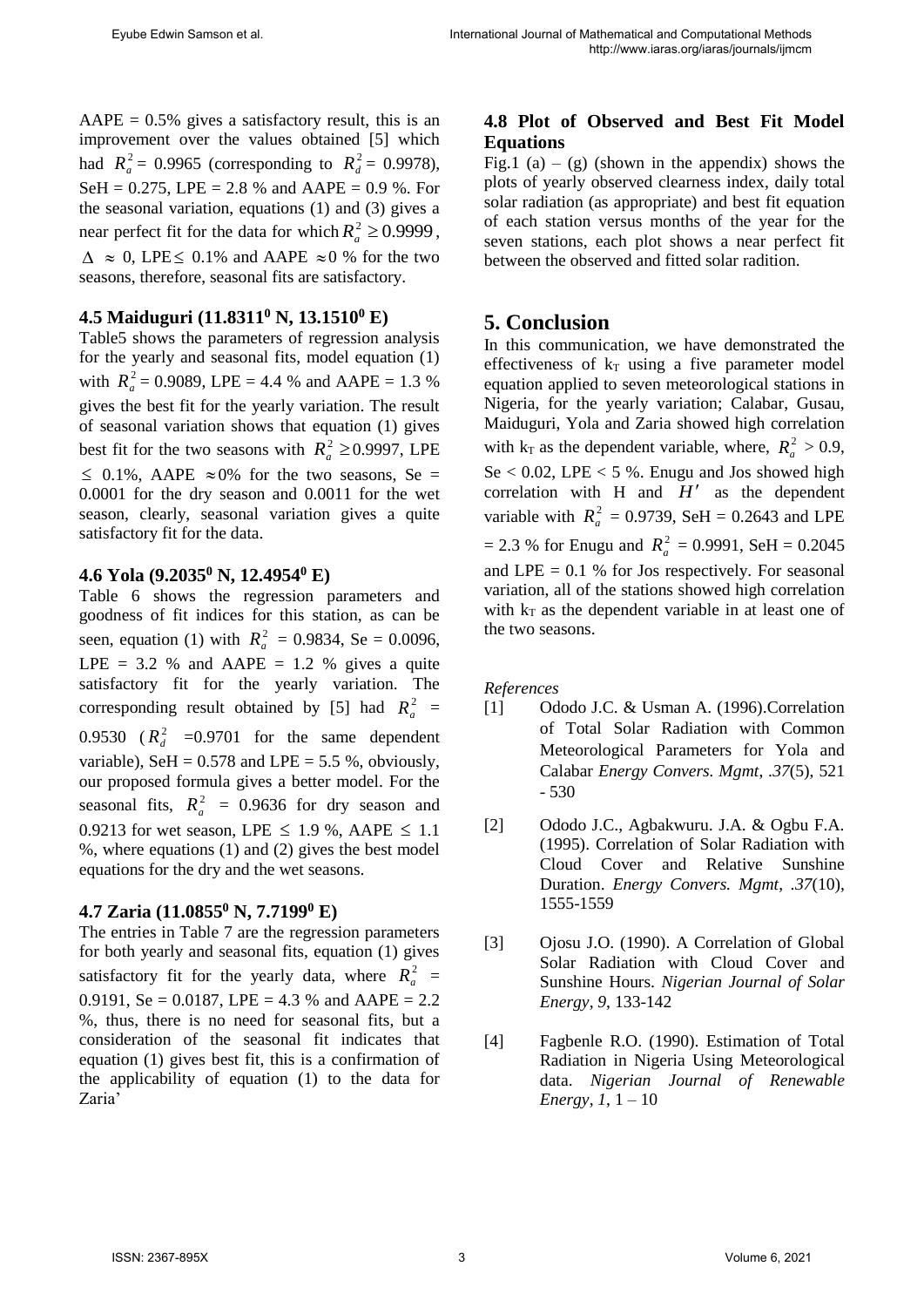AAPE = 0.5% gives a satisfactory result, this is an improvement over the values obtained [5] which had $R_a^2$ = 0.9965 (corresponding to $R_d^2$ = 0.9978), SeH = 0.275, LPE = 2.8 % and AAPE = 0.9 %. For the seasonal variation, equations (1) and (3) gives a near perfect fit for the data for which $R_a^2 \geq 0.9999$, $\Delta \approx 0$, LPE$\leq$ 0.1% and AAPE $\approx 0$ % for the two seasons, therefore, seasonal fits are satisfactory.

### 4.5 Maiduguri (11.8311$^0$ N, 13.1510$^0$ E)

Table5 shows the parameters of regression analysis for the yearly and seasonal fits, model equation (1) with $R_a^2$ = 0.9089, LPE = 4.4 % and AAPE = 1.3 % gives the best fit for the yearly variation. The result of seasonal variation shows that equation (1) gives best fit for the two seasons with $R_a^2 \geq 0.9997$, LPE $\leq$ 0.1%, AAPE $\approx 0$% for the two seasons, Se = 0.0001 for the dry season and 0.0011 for the wet season, clearly, seasonal variation gives a quite satisfactory fit for the data.

### 4.6 Yola (9.2035$^0$ N, 12.4954$^0$ E)

Table 6 shows the regression parameters and goodness of fit indices for this station, as can be seen, equation (1) with $R_a^2$ = 0.9834, Se = 0.0096, LPE = 3.2 % and AAPE = 1.2 % gives a quite satisfactory fit for the yearly variation. The corresponding result obtained by [5] had $R_a^2$ = 0.9530 ($R_d^2$ =0.9701 for the same dependent variable), SeH = 0.578 and LPE = 5.5 %, obviously, our proposed formula gives a better model. For the seasonal fits, $R_a^2$ = 0.9636 for dry season and 0.9213 for wet season, LPE $\leq$ 1.9 %, AAPE $\leq$ 1.1 %, where equations (1) and (2) gives the best model equations for the dry and the wet seasons.

### 4.7 Zaria (11.0855$^0$ N, 7.7199$^0$ E)

The entries in Table 7 are the regression parameters for both yearly and seasonal fits, equation (1) gives satisfactory fit for the yearly data, where $R_a^2$ = 0.9191, Se = 0.0187, LPE = 4.3 % and AAPE = 2.2 %, thus, there is no need for seasonal fits, but a consideration of the seasonal fit indicates that equation (1) gives best fit, this is a confirmation of the applicability of equation (1) to the data for Zaria'

### 4.8 Plot of Observed and Best Fit Model Equations

Fig.1 (a) – (g) (shown in the appendix) shows the plots of yearly observed clearness index, daily total solar radiation (as appropriate) and best fit equation of each station versus months of the year for the seven stations, each plot shows a near perfect fit between the observed and fitted solar radition.

## 5. Conclusion

In this communication, we have demonstrated the effectiveness of $k_T$ using a five parameter model equation applied to seven meteorological stations in Nigeria, for the yearly variation; Calabar, Gusau, Maiduguri, Yola and Zaria showed high correlation with $k_T$ as the dependent variable, where, $R_a^2 > 0.9$, Se < 0.02, LPE < 5 %. Enugu and Jos showed high correlation with H and $H'$ as the dependent variable with $R_a^2$ = 0.9739, SeH = 0.2643 and LPE = 2.3 % for Enugu and $R_a^2$ = 0.9991, SeH = 0.2045 and LPE = 0.1 % for Jos respectively. For seasonal variation, all of the stations showed high correlation with $k_T$ as the dependent variable in at least one of the two seasons.

*References*

[1] Ododo J.C. & Usman A. (1996).Correlation of Total Solar Radiation with Common Meteorological Parameters for Yola and Calabar *Energy Convers. Mgmt*, *.37*(5), 521 - 530

[2] Ododo J.C., Agbakwuru. J.A. & Ogbu F.A. (1995). Correlation of Solar Radiation with Cloud Cover and Relative Sunshine Duration. *Energy Convers. Mgmt*, *.37*(10), 1555-1559

[3] Ojosu J.O. (1990). A Correlation of Global Solar Radiation with Cloud Cover and Sunshine Hours. *Nigerian Journal of Solar Energy*, *9*, 133-142

[4] Fagbenle R.O. (1990). Estimation of Total Radiation in Nigeria Using Meteorological data. *Nigerian Journal of Renewable Energy*, *1*, 1 – 10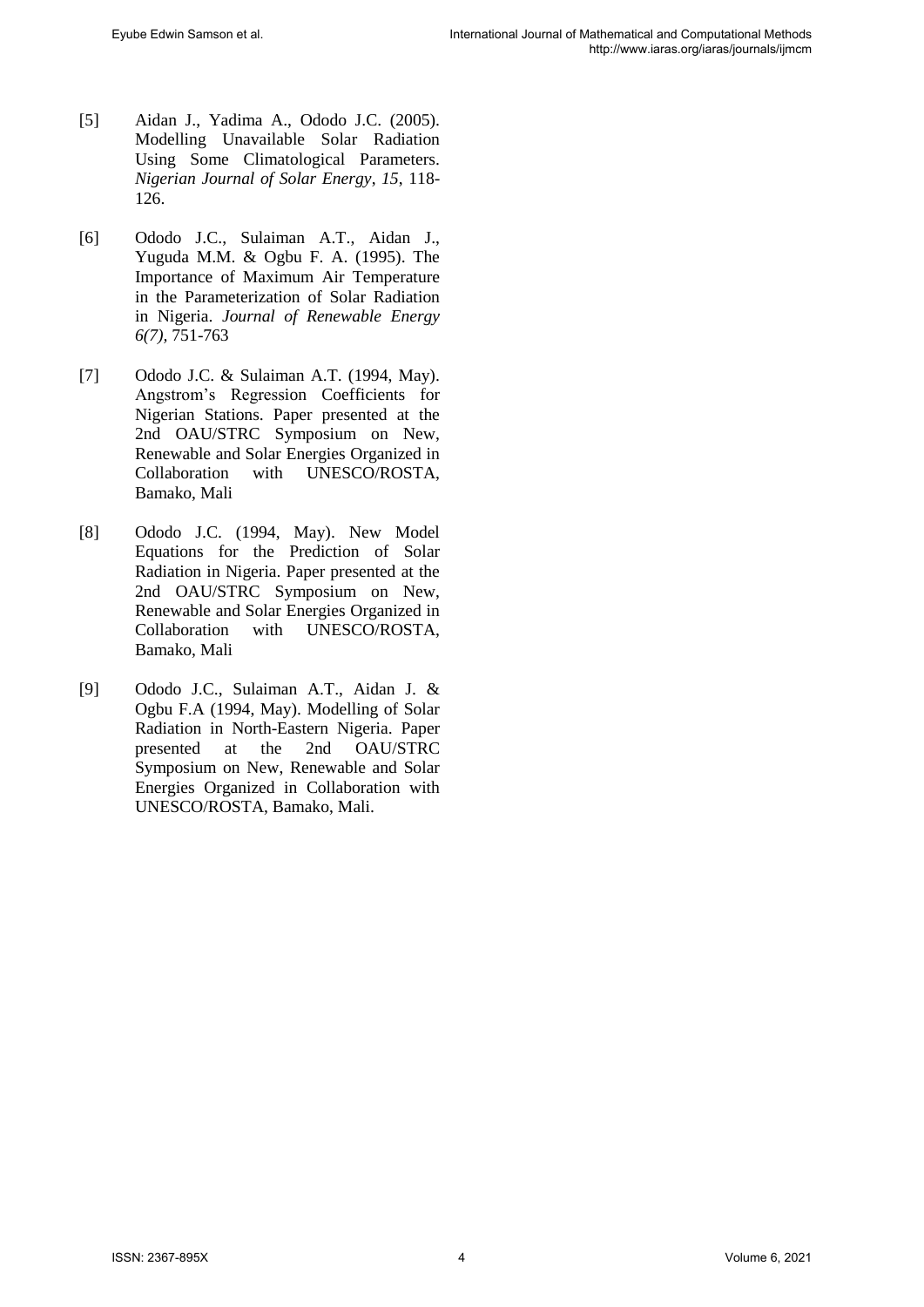[5] Aidan J., Yadima A., Ododo J.C. (2005). Modelling Unavailable Solar Radiation Using Some Climatological Parameters. *Nigerian Journal of Solar Energy*, *15*, 118-126.

[6] Ododo J.C., Sulaiman A.T., Aidan J., Yuguda M.M. & Ogbu F. A. (1995). The Importance of Maximum Air Temperature in the Parameterization of Solar Radiation in Nigeria. *Journal of Renewable Energy 6(7)*, 751-763

[7] Ododo J.C. & Sulaiman A.T. (1994, May). Angstrom's Regression Coefficients for Nigerian Stations. Paper presented at the 2nd OAU/STRC Symposium on New, Renewable and Solar Energies Organized in Collaboration with UNESCO/ROSTA, Bamako, Mali

[8] Ododo J.C. (1994, May). New Model Equations for the Prediction of Solar Radiation in Nigeria. Paper presented at the 2nd OAU/STRC Symposium on New, Renewable and Solar Energies Organized in Collaboration with UNESCO/ROSTA, Bamako, Mali

[9] Ododo J.C., Sulaiman A.T., Aidan J. & Ogbu F.A (1994, May). Modelling of Solar Radiation in North-Eastern Nigeria. Paper presented at the 2nd OAU/STRC Symposium on New, Renewable and Solar Energies Organized in Collaboration with UNESCO/ROSTA, Bamako, Mali.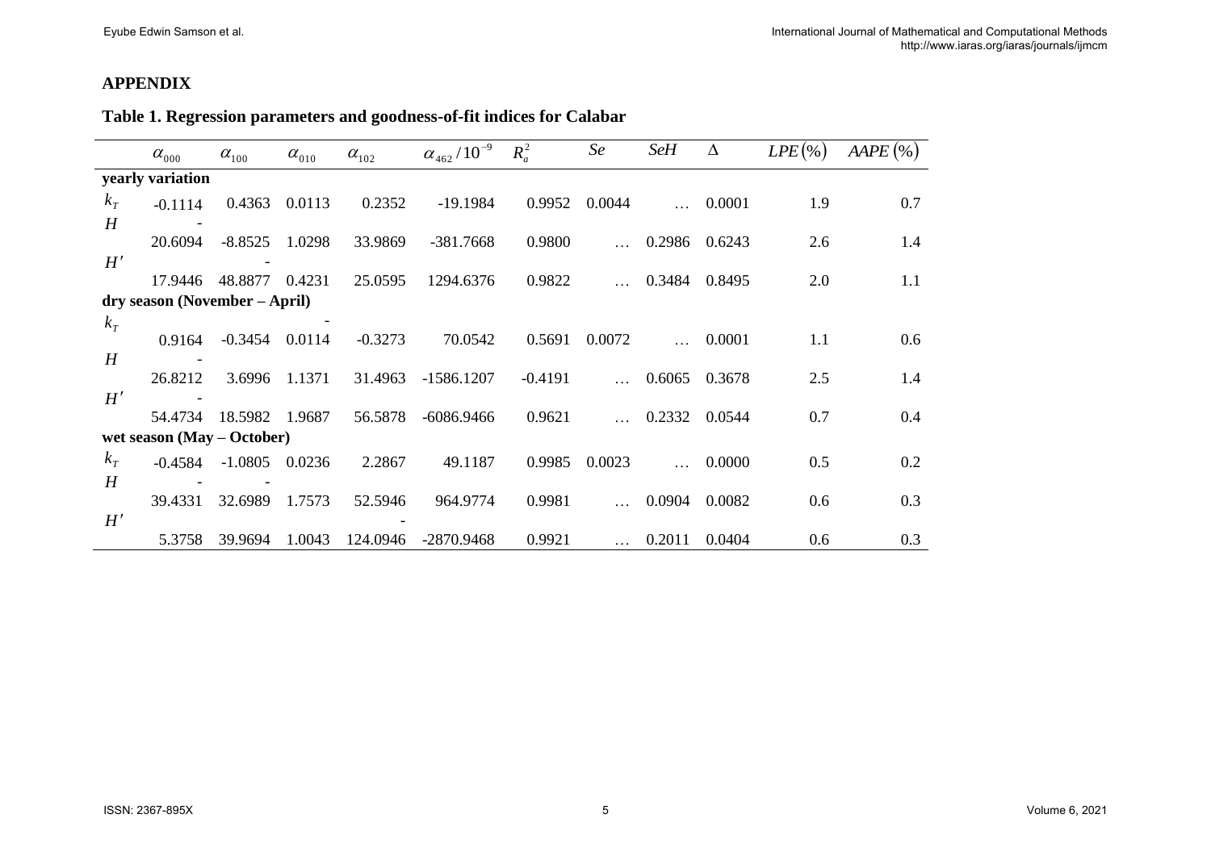## APPENDIX

### Table 1. Regression parameters and goodness-of-fit indices for Calabar

| | $\alpha_{000}$ | $\alpha_{100}$ | $\alpha_{010}$ | $\alpha_{102}$ | $\alpha_{462}/10^{-9}$ | $R_a^2$ | $Se$ | $SeH$ | $\Delta$ | $LPE(\%)$ | $AAPE(\%)$ |
|---|---|---|---|---|---|---|---|---|---|---|---|
| **yearly variation** | | | | | | | | | | | |
| $k_T$ | -0.1114 | 0.4363 | 0.0113 | 0.2352 | -19.1984 | 0.9952 | 0.0044 | … | 0.0001 | 1.9 | 0.7 |
| $H$ | -20.6094 | -8.8525 | 1.0298 | 33.9869 | -381.7668 | 0.9800 | … | 0.2986 | 0.6243 | 2.6 | 1.4 |
| $H'$ | 17.9446 | -48.8877 | 0.4231 | 25.0595 | 1294.6376 | 0.9822 | … | 0.3484 | 0.8495 | 2.0 | 1.1 |
| **dry season (November – April)** | | | | | | | | | | | |
| $k_T$ | 0.9164 | -0.3454 | -0.0114 | -0.3273 | 70.0542 | 0.5691 | 0.0072 | … | 0.0001 | 1.1 | 0.6 |
| $H$ | -26.8212 | 3.6996 | 1.1371 | 31.4963 | -1586.1207 | -0.4191 | … | 0.6065 | 0.3678 | 2.5 | 1.4 |
| $H'$ | -54.4734 | 18.5982 | 1.9687 | 56.5878 | -6086.9466 | 0.9621 | … | 0.2332 | 0.0544 | 0.7 | 0.4 |
| **wet season (May – October)** | | | | | | | | | | | |
| $k_T$ | -0.4584 | -1.0805 | 0.0236 | 2.2867 | 49.1187 | 0.9985 | 0.0023 | … | 0.0000 | 0.5 | 0.2 |
| $H$ | -39.4331 | -32.6989 | 1.7573 | 52.5946 | 964.9774 | 0.9981 | … | 0.0904 | 0.0082 | 0.6 | 0.3 |
| $H'$ | 5.3758 | 39.9694 | 1.0043 | -124.0946 | -2870.9468 | 0.9921 | … | 0.2011 | 0.0404 | 0.6 | 0.3 |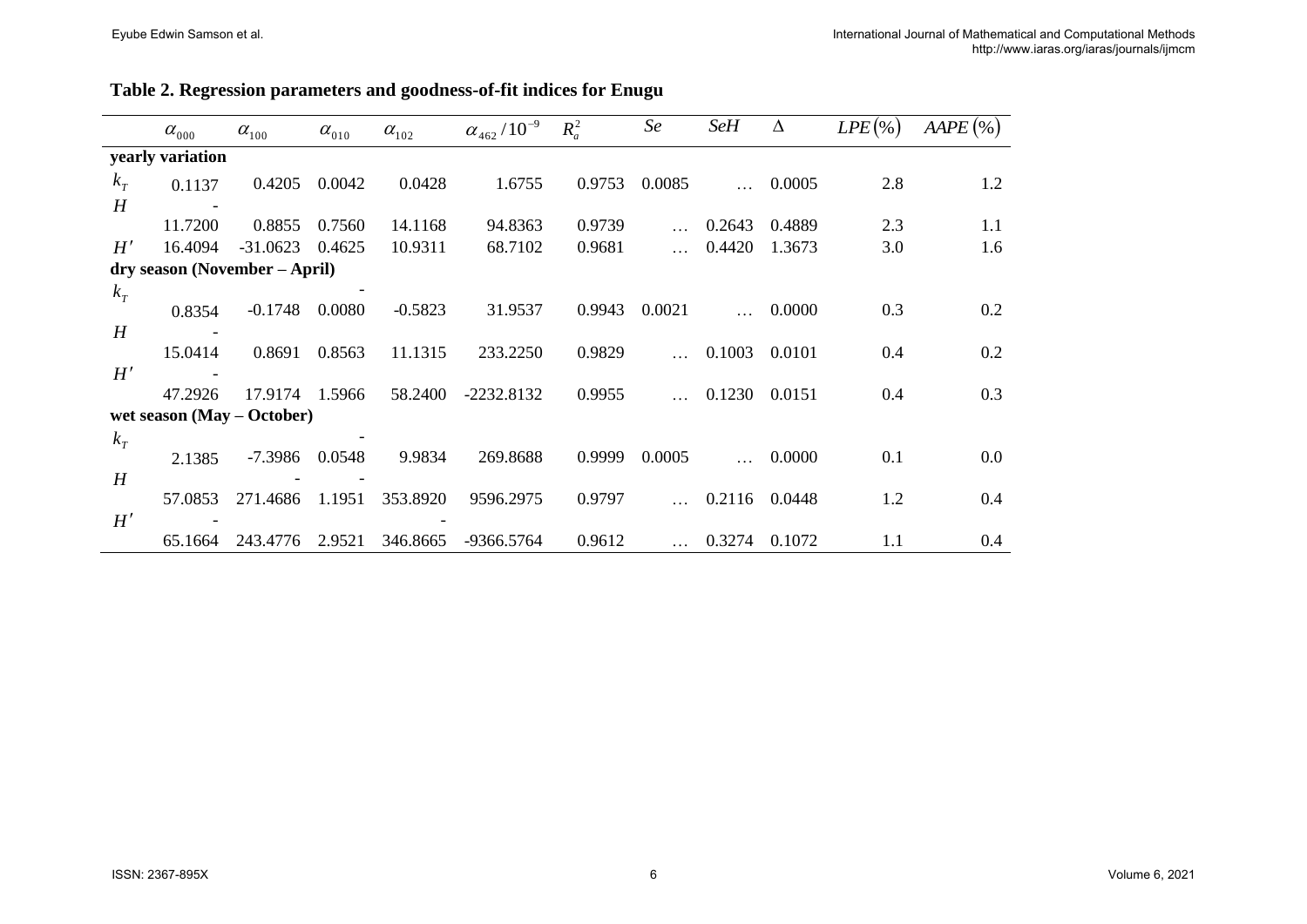**Table 2. Regression parameters and goodness-of-fit indices for Enugu**

| | $\alpha_{000}$ | $\alpha_{100}$ | $\alpha_{010}$ | $\alpha_{102}$ | $\alpha_{462}/10^{-9}$ | $R_a^2$ | $Se$ | $SeH$ | $\Delta$ | $LPE(\%)$ | $AAPE(\%)$ |
|---|---|---|---|---|---|---|---|---|---|---|---|
| **yearly variation** | | | | | | | | | | | |
| $k_T$ | 0.1137 | 0.4205 | 0.0042 | 0.0428 | 1.6755 | 0.9753 | 0.0085 | … | 0.0005 | 2.8 | 1.2 |
| $H$ | -11.7200 | 0.8855 | 0.7560 | 14.1168 | 94.8363 | 0.9739 | … | 0.2643 | 0.4889 | 2.3 | 1.1 |
| $H'$ | 16.4094 | -31.0623 | 0.4625 | 10.9311 | 68.7102 | 0.9681 | … | 0.4420 | 1.3673 | 3.0 | 1.6 |
| **dry season (November – April)** | | | | | | | | | | | |
| $k_T$ | 0.8354 | -0.1748 | -0.0080 | -0.5823 | 31.9537 | 0.9943 | 0.0021 | … | 0.0000 | 0.3 | 0.2 |
| $H$ | -15.0414 | 0.8691 | 0.8563 | 11.1315 | 233.2250 | 0.9829 | … | 0.1003 | 0.0101 | 0.4 | 0.2 |
| $H'$ | -47.2926 | 17.9174 | 1.5966 | 58.2400 | -2232.8132 | 0.9955 | … | 0.1230 | 0.0151 | 0.4 | 0.3 |
| **wet season (May – October)** | | | | | | | | | | | |
| $k_T$ | 2.1385 | -7.3986 | -0.0548 | 9.9834 | 269.8688 | 0.9999 | 0.0005 | … | 0.0000 | 0.1 | 0.0 |
| $H$ | 57.0853 | -271.4686 | -1.1951 | 353.8920 | 9596.2975 | 0.9797 | … | 0.2116 | 0.0448 | 1.2 | 0.4 |
| $H'$ | -65.1664 | 243.4776 | 2.9521 | -346.8665 | -9366.5764 | 0.9612 | … | 0.3274 | 0.1072 | 1.1 | 0.4 |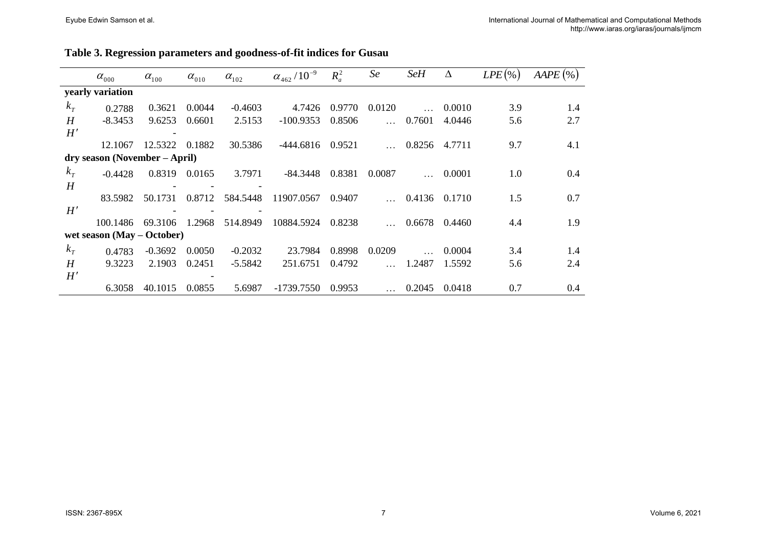**Table 3. Regression parameters and goodness-of-fit indices for Gusau**

| | $\alpha_{000}$ | $\alpha_{100}$ | $\alpha_{010}$ | $\alpha_{102}$ | $\alpha_{462}/10^{-9}$ | $R_a^2$ | $Se$ | $SeH$ | $\Delta$ | $LPE(\%)$ | $AAPE(\%)$ |
|---|---|---|---|---|---|---|---|---|---|---|---|
| **yearly variation** | | | | | | | | | | | |
| $k_T$ | 0.2788 | 0.3621 | 0.0044 | -0.4603 | 4.7426 | 0.9770 | 0.0120 | … | 0.0010 | 3.9 | 1.4 |
| $H$ | -8.3453 | 9.6253 | 0.6601 | 2.5153 | -100.9353 | 0.8506 | … | 0.7601 | 4.0446 | 5.6 | 2.7 |
| $H'$ | 12.1067 | -12.5322 | 0.1882 | 30.5386 | -444.6816 | 0.9521 | … | 0.8256 | 4.7711 | 9.7 | 4.1 |
| **dry season (November – April)** | | | | | | | | | | | |
| $k_T$ | -0.4428 | 0.8319 | 0.0165 | 3.7971 | -84.3448 | 0.8381 | 0.0087 | … | 0.0001 | 1.0 | 0.4 |
| $H$ | 83.5982 | -50.1731 | -0.8712 | -584.5448 | 11907.0567 | 0.9407 | … | 0.4136 | 0.1710 | 1.5 | 0.7 |
| $H'$ | 100.1486 | -69.3106 | -1.2968 | -514.8949 | 10884.5924 | 0.8238 | … | 0.6678 | 0.4460 | 4.4 | 1.9 |
| **wet season (May – October)** | | | | | | | | | | | |
| $k_T$ | 0.4783 | -0.3692 | 0.0050 | -0.2032 | 23.7984 | 0.8998 | 0.0209 | … | 0.0004 | 3.4 | 1.4 |
| $H$ | 9.3223 | 2.1903 | 0.2451 | -5.5842 | 251.6751 | 0.4792 | … | 1.2487 | 1.5592 | 5.6 | 2.4 |
| $H'$ | 6.3058 | 40.1015 | -0.0855 | 5.6987 | -1739.7550 | 0.9953 | … | 0.2045 | 0.0418 | 0.7 | 0.4 |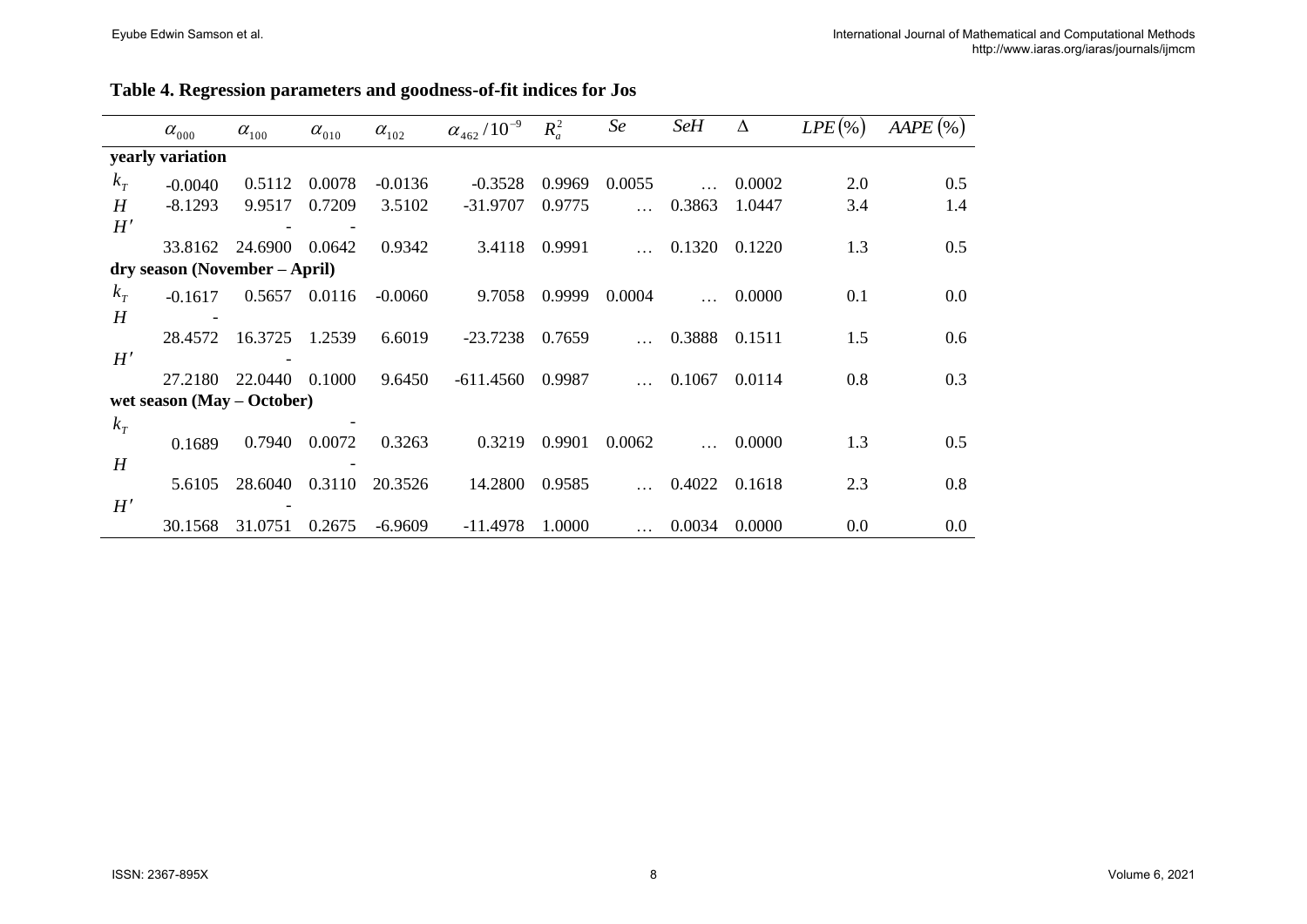**Table 4. Regression parameters and goodness-of-fit indices for Jos**

| | $\alpha_{000}$ | $\alpha_{100}$ | $\alpha_{010}$ | $\alpha_{102}$ | $\alpha_{462}/10^{-9}$ | $R_a^2$ | $Se$ | $SeH$ | $\Delta$ | $LPE(\%)$ | $AAPE(\%)$ |
|---|---|---|---|---|---|---|---|---|---|---|---|
| **yearly variation** | | | | | | | | | | | |
| $k_T$ | -0.0040 | 0.5112 | 0.0078 | -0.0136 | -0.3528 | 0.9969 | 0.0055 | … | 0.0002 | 2.0 | 0.5 |
| $H$ | -8.1293 | 9.9517 | 0.7209 | 3.5102 | -31.9707 | 0.9775 | … | 0.3863 | 1.0447 | 3.4 | 1.4 |
| $H'$ | 33.8162 | -24.6900 | -0.0642 | 0.9342 | 3.4118 | 0.9991 | … | 0.1320 | 0.1220 | 1.3 | 0.5 |
| **dry season (November – April)** | | | | | | | | | | | |
| $k_T$ | -0.1617 | 0.5657 | 0.0116 | -0.0060 | 9.7058 | 0.9999 | 0.0004 | … | 0.0000 | 0.1 | 0.0 |
| $H$ | -28.4572 | 16.3725 | 1.2539 | 6.6019 | -23.7238 | 0.7659 | … | 0.3888 | 0.1511 | 1.5 | 0.6 |
| $H'$ | 27.2180 | 22.0440 | -0.1000 | 9.6450 | -611.4560 | 0.9987 | … | 0.1067 | 0.0114 | 0.8 | 0.3 |
| **wet season (May – October)** | | | | | | | | | | | |
| $k_T$ | 0.1689 | 0.7940 | -0.0072 | 0.3263 | 0.3219 | 0.9901 | 0.0062 | … | 0.0000 | 1.3 | 0.5 |
| $H$ | 5.6105 | 28.6040 | -0.3110 | 20.3526 | 14.2800 | 0.9585 | … | 0.4022 | 0.1618 | 2.3 | 0.8 |
| $H'$ | 30.1568 | 31.0751 | -0.2675 | -6.9609 | -11.4978 | 1.0000 | … | 0.0034 | 0.0000 | 0.0 | 0.0 |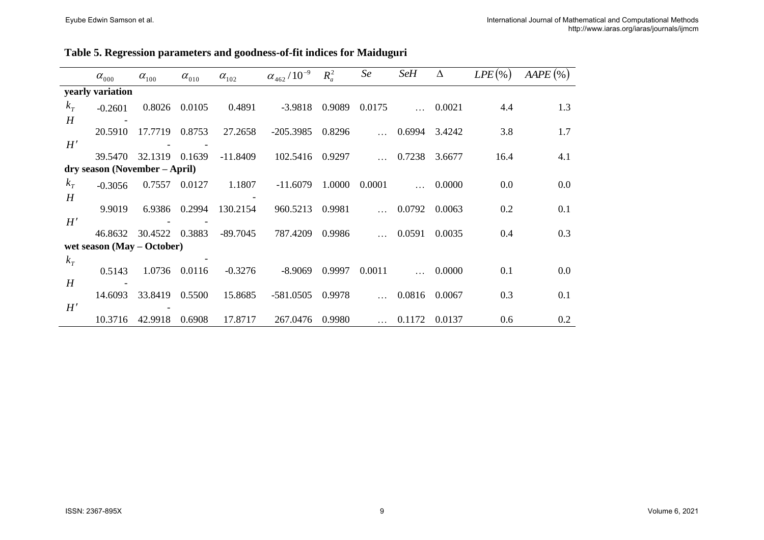**Table 5. Regression parameters and goodness-of-fit indices for Maiduguri**

| | $\alpha_{000}$ | $\alpha_{100}$ | $\alpha_{010}$ | $\alpha_{102}$ | $\alpha_{462}/10^{-9}$ | $R_a^2$ | $Se$ | $SeH$ | $\Delta$ | $LPE(\%)$ | $AAPE(\%)$ |
|---|---|---|---|---|---|---|---|---|---|---|---|
| **yearly variation** | | | | | | | | | | | |
| $k_T$ | -0.2601 | 0.8026 | 0.0105 | 0.4891 | -3.9818 | 0.9089 | 0.0175 | … | 0.0021 | 4.4 | 1.3 |
| $H$ | -20.5910 | 17.7719 | 0.8753 | 27.2658 | -205.3985 | 0.8296 | … | 0.6994 | 3.4242 | 3.8 | 1.7 |
| $H'$ | 39.5470 | -32.1319 | -0.1639 | -11.8409 | 102.5416 | 0.9297 | … | 0.7238 | 3.6677 | 16.4 | 4.1 |
| **dry season (November – April)** | | | | | | | | | | | |
| $k_T$ | -0.3056 | 0.7557 | 0.0127 | 1.1807 | -11.6079 | 1.0000 | 0.0001 | … | 0.0000 | 0.0 | 0.0 |
| $H$ | 9.9019 | 6.9386 | 0.2994 | -130.2154 | 960.5213 | 0.9981 | … | 0.0792 | 0.0063 | 0.2 | 0.1 |
| $H'$ | 46.8632 | -30.4522 | -0.3883 | -89.7045 | 787.4209 | 0.9986 | … | 0.0591 | 0.0035 | 0.4 | 0.3 |
| **wet season (May – October)** | | | | | | | | | | | |
| $k_T$ | 0.5143 | 1.0736 | -0.0116 | -0.3276 | -8.9069 | 0.9997 | 0.0011 | … | 0.0000 | 0.1 | 0.0 |
| $H$ | -14.6093 | 33.8419 | 0.5500 | 15.8685 | -581.0505 | 0.9978 | … | 0.0816 | 0.0067 | 0.3 | 0.1 |
| $H'$ | 10.3716 | -42.9918 | 0.6908 | 17.8717 | 267.0476 | 0.9980 | … | 0.1172 | 0.0137 | 0.6 | 0.2 |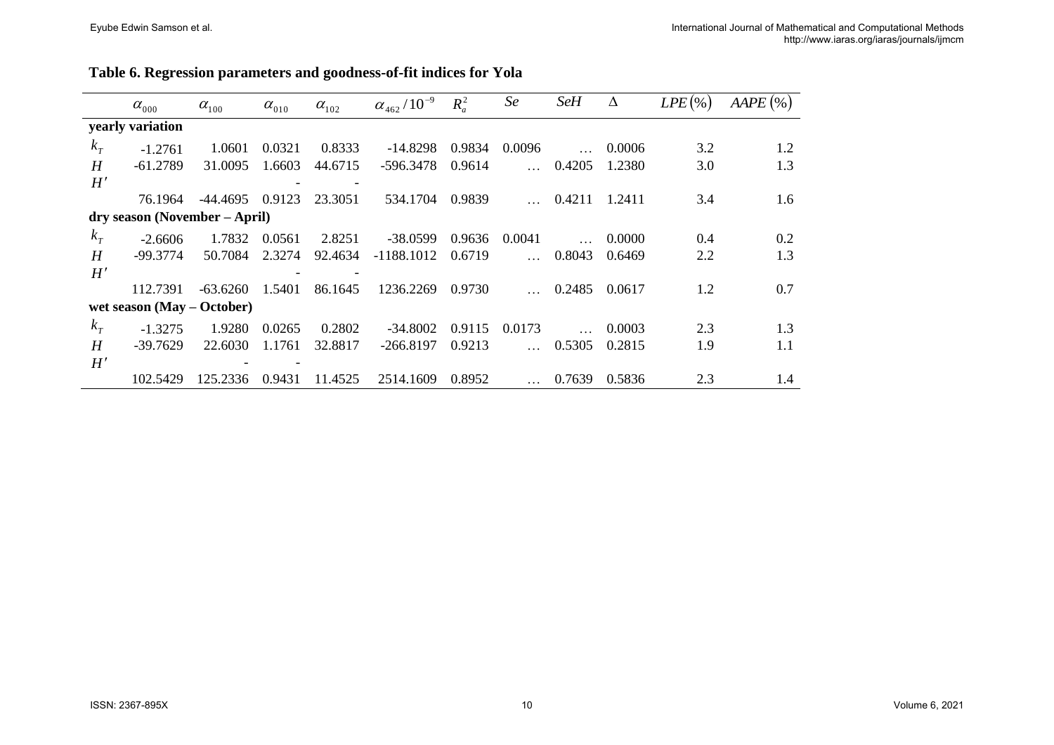**Table 6. Regression parameters and goodness-of-fit indices for Yola**

| | $\alpha_{000}$ | $\alpha_{100}$ | $\alpha_{010}$ | $\alpha_{102}$ | $\alpha_{462}/10^{-9}$ | $R_a^2$ | $Se$ | $SeH$ | $\Delta$ | $LPE(\%)$ | $AAPE(\%)$ |
|---|---|---|---|---|---|---|---|---|---|---|---|
| **yearly variation** | | | | | | | | | | | |
| $k_T$ | -1.2761 | 1.0601 | 0.0321 | 0.8333 | -14.8298 | 0.9834 | 0.0096 | … | 0.0006 | 3.2 | 1.2 |
| $H$ | -61.2789 | 31.0095 | 1.6603 | 44.6715 | -596.3478 | 0.9614 | … | 0.4205 | 1.2380 | 3.0 | 1.3 |
| $H'$ | 76.1964 | -44.4695 | -0.9123 | -23.3051 | 534.1704 | 0.9839 | … | 0.4211 | 1.2411 | 3.4 | 1.6 |
| **dry season (November – April)** | | | | | | | | | | | |
| $k_T$ | -2.6606 | 1.7832 | 0.0561 | 2.8251 | -38.0599 | 0.9636 | 0.0041 | … | 0.0000 | 0.4 | 0.2 |
| $H$ | -99.3774 | 50.7084 | 2.3274 | 92.4634 | -1188.1012 | 0.6719 | … | 0.8043 | 0.6469 | 2.2 | 1.3 |
| $H'$ | 112.7391 | -63.6260 | -1.5401 | -86.1645 | 1236.2269 | 0.9730 | … | 0.2485 | 0.0617 | 1.2 | 0.7 |
| **wet season (May – October)** | | | | | | | | | | | |
| $k_T$ | -1.3275 | 1.9280 | 0.0265 | 0.2802 | -34.8002 | 0.9115 | 0.0173 | … | 0.0003 | 2.3 | 1.3 |
| $H$ | -39.7629 | 22.6030 | 1.1761 | 32.8817 | -266.8197 | 0.9213 | … | 0.5305 | 0.2815 | 1.9 | 1.1 |
| $H'$ | 102.5429 | -125.2336 | -0.9431 | 11.4525 | 2514.1609 | 0.8952 | … | 0.7639 | 0.5836 | 2.3 | 1.4 |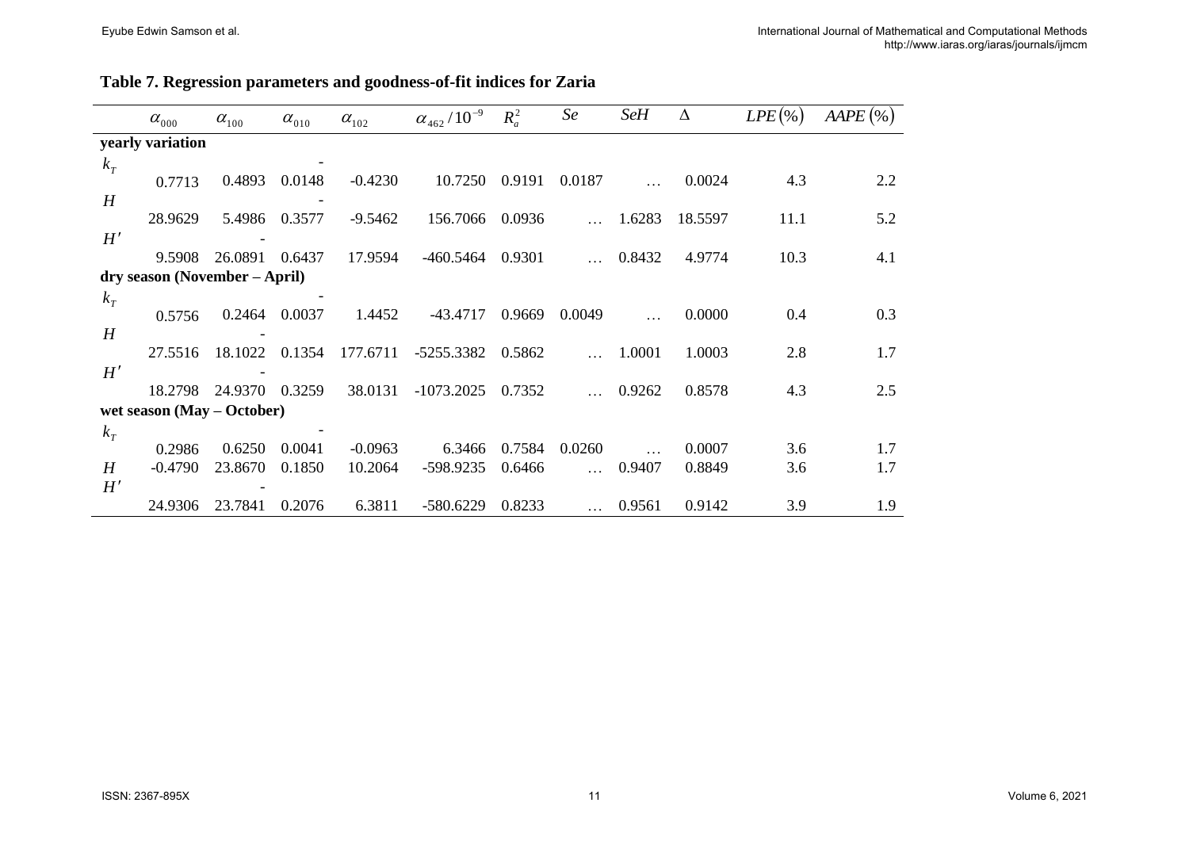**Table 7. Regression parameters and goodness-of-fit indices for Zaria**

| | $\alpha_{000}$ | $\alpha_{100}$ | $\alpha_{010}$ | $\alpha_{102}$ | $\alpha_{462}/10^{-9}$ | $R_a^2$ | $Se$ | $SeH$ | $\Delta$ | $LPE(\%)$ | $AAPE(\%)$ |
|---|---|---|---|---|---|---|---|---|---|---|---|
| **yearly variation** | | | | | | | | | | | |
| $k_T$ | 0.7713 | 0.4893 | -0.0148 | -0.4230 | 10.7250 | 0.9191 | 0.0187 | … | 0.0024 | 4.3 | 2.2 |
| $H$ | 28.9629 | 5.4986 | -0.3577 | -9.5462 | 156.7066 | 0.0936 | … | 1.6283 | 18.5597 | 11.1 | 5.2 |
| $H'$ | 9.5908 | 26.0891 | -0.6437 | 17.9594 | -460.5464 | 0.9301 | … | 0.8432 | 4.9774 | 10.3 | 4.1 |
| **dry season (November – April)** | | | | | | | | | | | |
| $k_T$ | 0.5756 | 0.2464 | -0.0037 | 1.4452 | -43.4717 | 0.9669 | 0.0049 | … | 0.0000 | 0.4 | 0.3 |
| $H$ | 27.5516 | 18.1022 | -0.1354 | 177.6711 | -5255.3382 | 0.5862 | … | 1.0001 | 1.0003 | 2.8 | 1.7 |
| $H'$ | 18.2798 | 24.9370 | -0.3259 | 38.0131 | -1073.2025 | 0.7352 | … | 0.9262 | 0.8578 | 4.3 | 2.5 |
| **wet season (May – October)** | | | | | | | | | | | |
| $k_T$ | 0.2986 | 0.6250 | -0.0041 | -0.0963 | 6.3466 | 0.7584 | 0.0260 | … | 0.0007 | 3.6 | 1.7 |
| $H$ | -0.4790 | 23.8670 | 0.1850 | 10.2064 | -598.9235 | 0.6466 | … | 0.9407 | 0.8849 | 3.6 | 1.7 |
| $H'$ | 24.9306 | 23.7841 | -0.2076 | 6.3811 | -580.6229 | 0.8233 | … | 0.9561 | 0.9142 | 3.9 | 1.9 |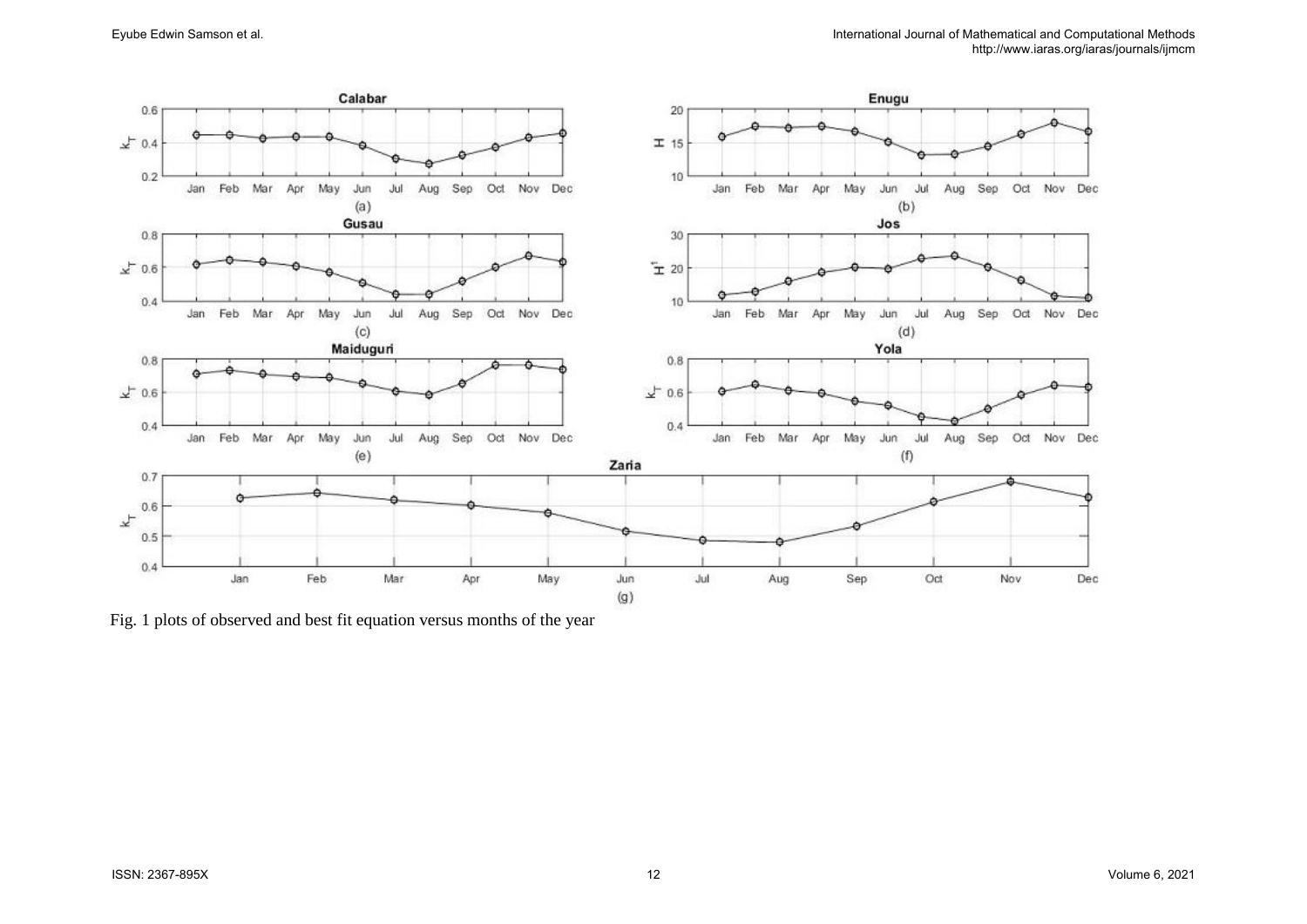Calabar

0.6
0.4
0.2

$k_T$

Jan Feb Mar Apr May Jun Jul Aug Sep Oct Nov Dec

(a)

Enugu

20
15
10

H

Jan Feb Mar Apr May Jun Jul Aug Sep Oct Nov Dec

(b)

Gusau

0.8
0.6
0.4

$k_T$

Jan Feb Mar Apr May Jun Jul Aug Sep Oct Nov Dec

(c)

Jos

30
20
10

$H^1$

Jan Feb Mar Apr May Jun Jul Aug Sep Oct Nov Dec

(d)

Maiduguri

0.8
0.6
0.4

$k_T$

Jan Feb Mar Apr May Jun Jul Aug Sep Oct Nov Dec

(e)

Yola

0.8
0.6
0.4

$k_T$

Jan Feb Mar Apr May Jun Jul Aug Sep Oct Nov Dec

(f)

Zaria

0.7
0.6
0.5
0.4

$k_T$

Jan Feb Mar Apr May Jun Jul Aug Sep Oct Nov Dec

(g)

Fig. 1 plots of observed and best fit equation versus months of the year